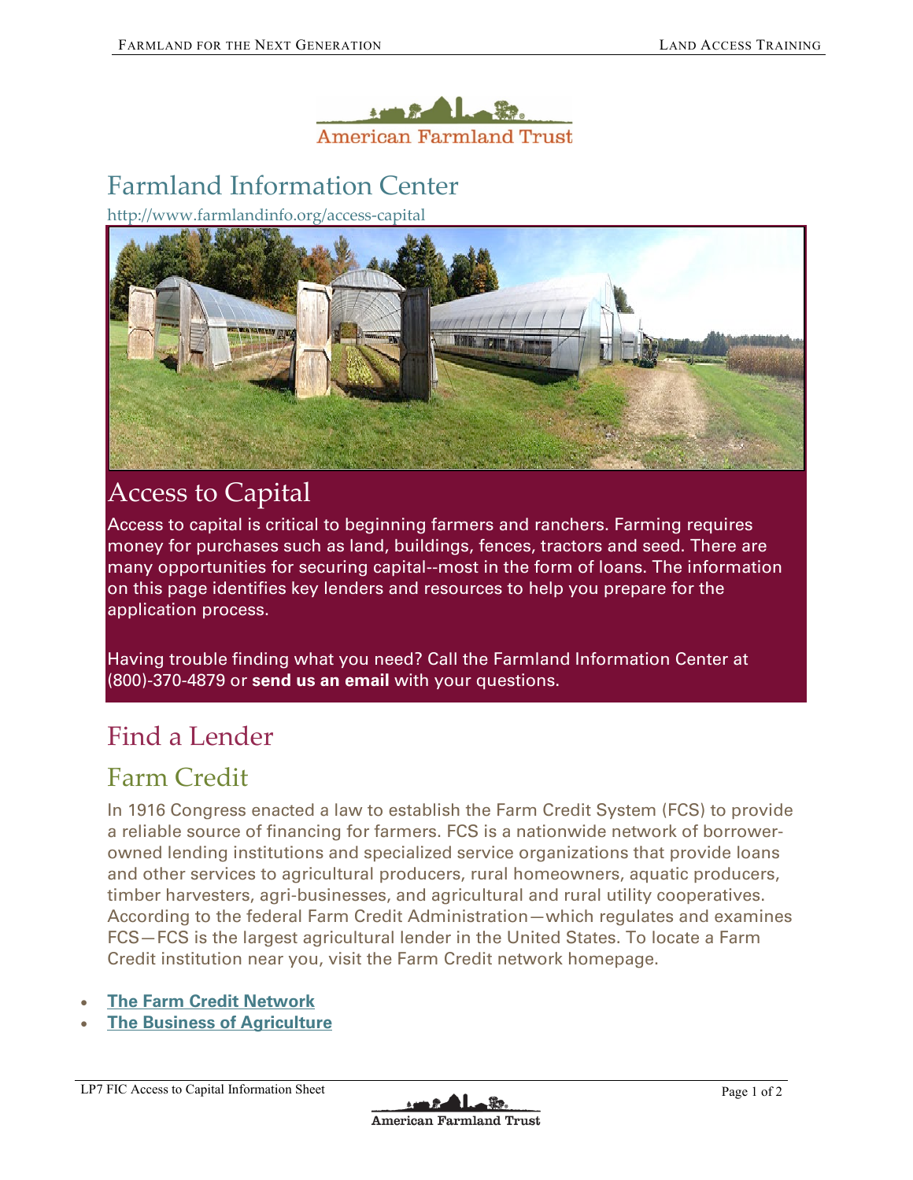American Farmland Trust

# Farmland Information Center

http://www.farmlandinfo.org/access-capital

## Access to Capital

Access to capital is critical to beginning farmers and ranchers. Farming requires money for purchases such as land, buildings, fences, tractors and seed. There are many opportunities for securing capital--most in the form of loans. The information on this page identifies key lenders and resources to help you prepare for the application process.

Having trouble finding what you need? Call the Farmland Information Center at (800)-370-4879 or **send us an email** with your questions.

## Find a Lender

### Farm Credit

In 1916 Congress enacted a law to establish the Farm Credit System (FCS) to provide a reliable source of financing for farmers. FCS is a nationwide network of borrower-owned lending institutions and specialized service organizations that provide loans and other services to agricultural producers, rural homeowners, aquatic producers, timber harvesters, agri-businesses, and agricultural and rural utility cooperatives. According to the federal Farm Credit Administration—which regulates and examines FCS—FCS is the largest agricultural lender in the United States. To locate a Farm Credit institution near you, visit the Farm Credit network homepage.

- **The Farm Credit Network**
- **The Business of Agriculture**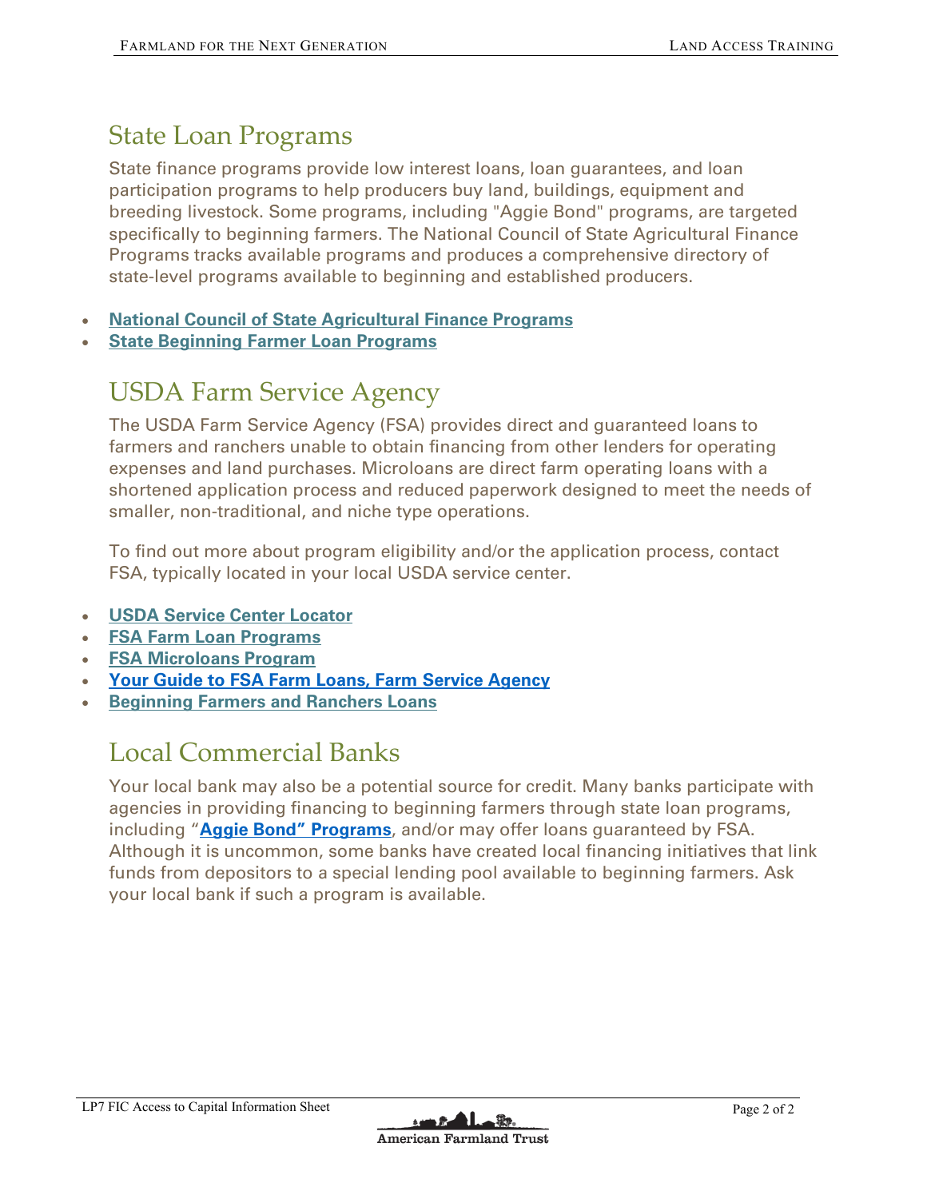## State Loan Programs

State finance programs provide low interest loans, loan guarantees, and loan participation programs to help producers buy land, buildings, equipment and breeding livestock. Some programs, including "Aggie Bond" programs, are targeted specifically to beginning farmers. The National Council of State Agricultural Finance Programs tracks available programs and produces a comprehensive directory of state-level programs available to beginning and established producers.

- **National Council of State Agricultural Finance Programs**
- **State Beginning Farmer Loan Programs**

## USDA Farm Service Agency

The USDA Farm Service Agency (FSA) provides direct and guaranteed loans to farmers and ranchers unable to obtain financing from other lenders for operating expenses and land purchases. Microloans are direct farm operating loans with a shortened application process and reduced paperwork designed to meet the needs of smaller, non-traditional, and niche type operations.

To find out more about program eligibility and/or the application process, contact FSA, typically located in your local USDA service center.

- **USDA Service Center Locator**
- **FSA Farm Loan Programs**
- **FSA Microloans Program**
- **Your Guide to FSA Farm Loans, Farm Service Agency**
- **Beginning Farmers and Ranchers Loans**

## Local Commercial Banks

Your local bank may also be a potential source for credit. Many banks participate with agencies in providing financing to beginning farmers through state loan programs, including "**Aggie Bond" Programs**, and/or may offer loans guaranteed by FSA. Although it is uncommon, some banks have created local financing initiatives that link funds from depositors to a special lending pool available to beginning farmers. Ask your local bank if such a program is available.